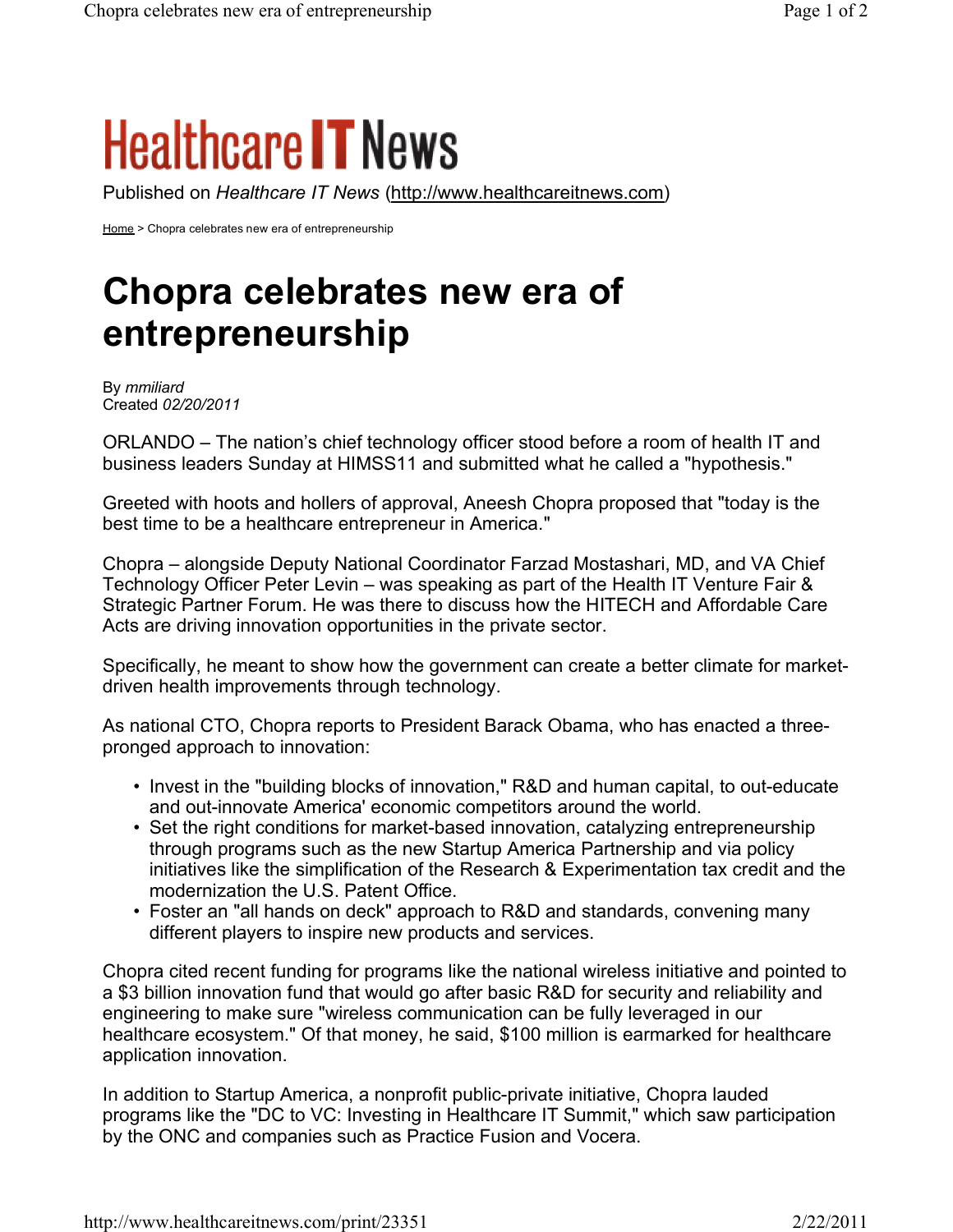# Healthcare IT News

Published on *Healthcare IT News* (http://www.healthcareitnews.com)

Home > Chopra celebrates new era of entrepreneurship

# Chopra celebrates new era of entrepreneurship

By *mmiliard*
Created *02/20/2011*

ORLANDO – The nation's chief technology officer stood before a room of health IT and business leaders Sunday at HIMSS11 and submitted what he called a "hypothesis."

Greeted with hoots and hollers of approval, Aneesh Chopra proposed that "today is the best time to be a healthcare entrepreneur in America."

Chopra – alongside Deputy National Coordinator Farzad Mostashari, MD, and VA Chief Technology Officer Peter Levin – was speaking as part of the Health IT Venture Fair & Strategic Partner Forum. He was there to discuss how the HITECH and Affordable Care Acts are driving innovation opportunities in the private sector.

Specifically, he meant to show how the government can create a better climate for market-driven health improvements through technology.

As national CTO, Chopra reports to President Barack Obama, who has enacted a three-pronged approach to innovation:

- Invest in the "building blocks of innovation," R&D and human capital, to out-educate and out-innovate America' economic competitors around the world.
- Set the right conditions for market-based innovation, catalyzing entrepreneurship through programs such as the new Startup America Partnership and via policy initiatives like the simplification of the Research & Experimentation tax credit and the modernization the U.S. Patent Office.
- Foster an "all hands on deck" approach to R&D and standards, convening many different players to inspire new products and services.

Chopra cited recent funding for programs like the national wireless initiative and pointed to a $3 billion innovation fund that would go after basic R&D for security and reliability and engineering to make sure "wireless communication can be fully leveraged in our healthcare ecosystem." Of that money, he said, $100 million is earmarked for healthcare application innovation.

In addition to Startup America, a nonprofit public-private initiative, Chopra lauded programs like the "DC to VC: Investing in Healthcare IT Summit," which saw participation by the ONC and companies such as Practice Fusion and Vocera.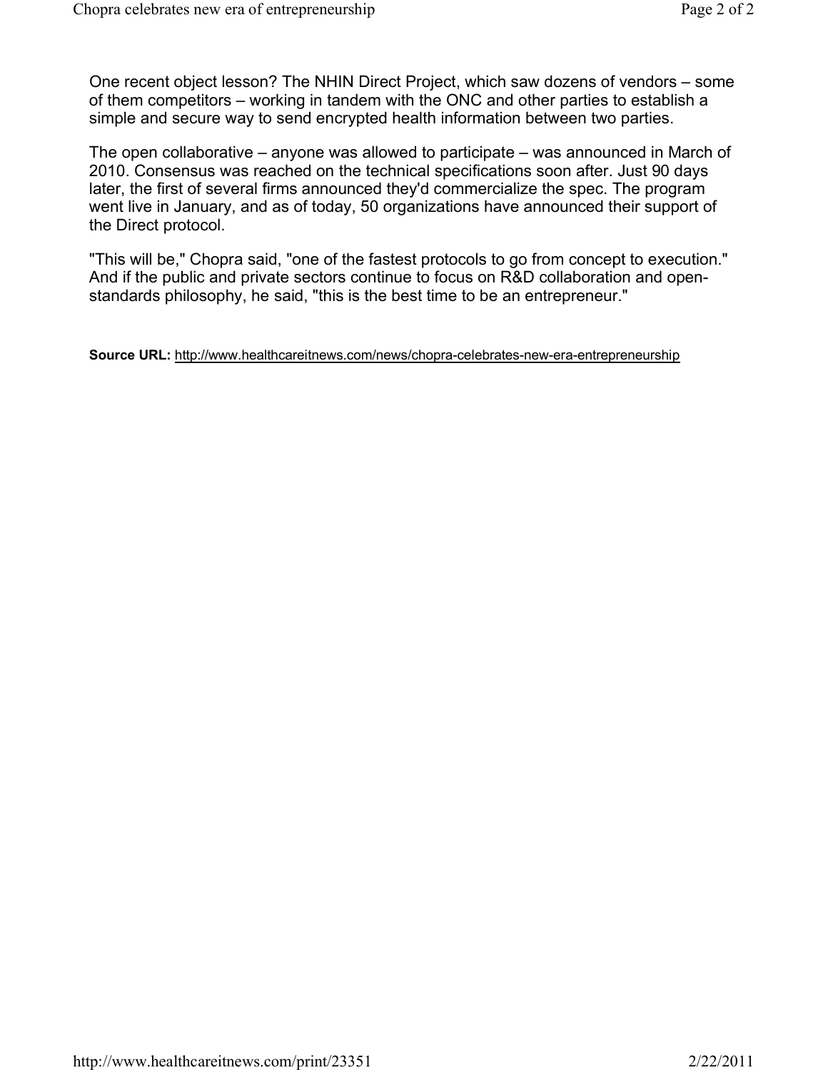One recent object lesson? The NHIN Direct Project, which saw dozens of vendors – some of them competitors – working in tandem with the ONC and other parties to establish a simple and secure way to send encrypted health information between two parties.

The open collaborative – anyone was allowed to participate – was announced in March of 2010. Consensus was reached on the technical specifications soon after. Just 90 days later, the first of several firms announced they'd commercialize the spec. The program went live in January, and as of today, 50 organizations have announced their support of the Direct protocol.

"This will be," Chopra said, "one of the fastest protocols to go from concept to execution." And if the public and private sectors continue to focus on R&D collaboration and open-standards philosophy, he said, "this is the best time to be an entrepreneur."

**Source URL:** http://www.healthcareitnews.com/news/chopra-celebrates-new-era-entrepreneurship